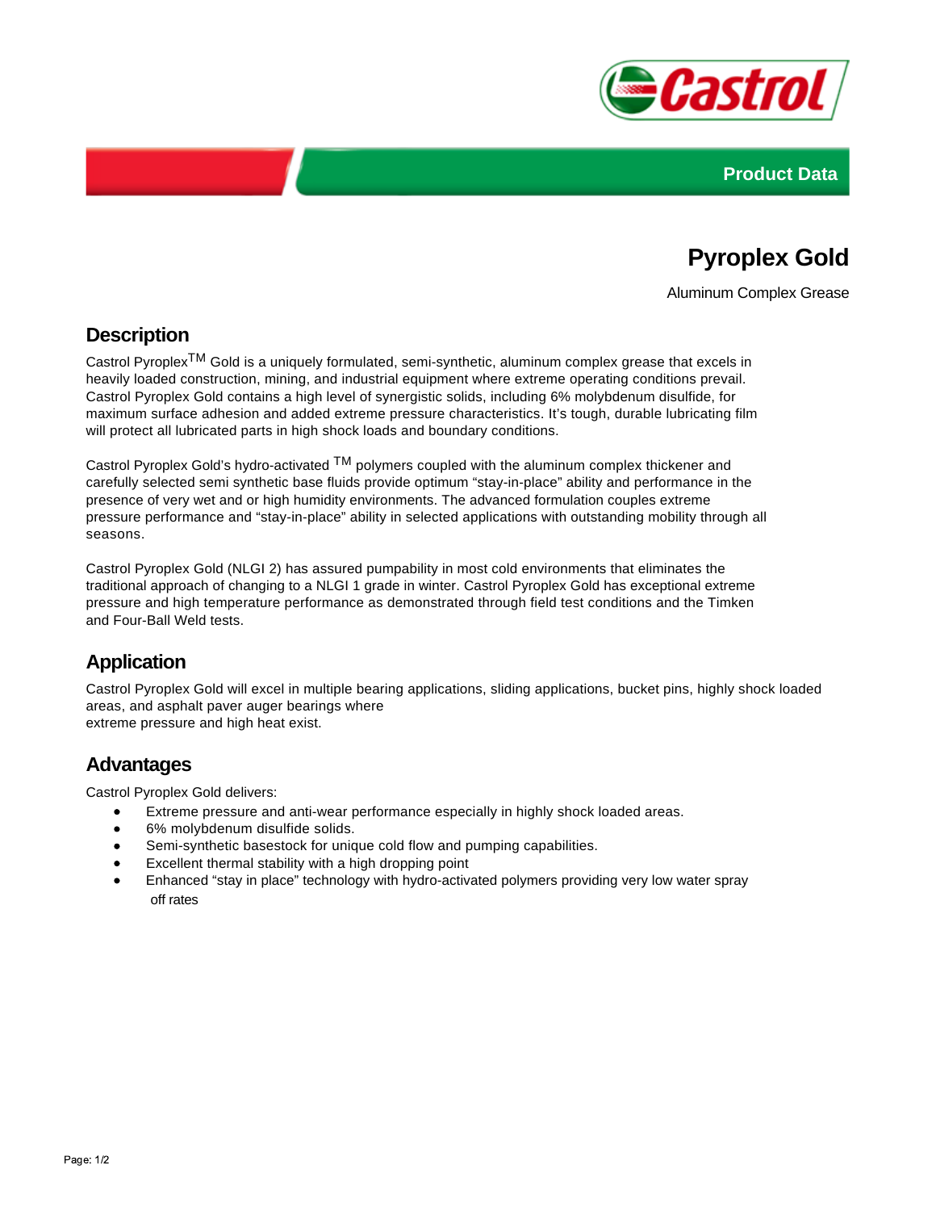Product Data

# Pyroplex Gold

Aluminum Complex Grease

## Description

Castrol Pyroplex™ Gold is a uniquely formulated, semi-synthetic, aluminum complex grease that excels in heavily loaded construction, mining, and industrial equipment where extreme operating conditions prevail. Castrol Pyroplex Gold contains a high level of synergistic solids, including 6% molybdenum disulfide, for maximum surface adhesion and added extreme pressure characteristics. It's tough, durable lubricating film will protect all lubricated parts in high shock loads and boundary conditions.

Castrol Pyroplex Gold's hydro-activated ™ polymers coupled with the aluminum complex thickener and carefully selected semi synthetic base fluids provide optimum "stay-in-place" ability and performance in the presence of very wet and or high humidity environments. The advanced formulation couples extreme pressure performance and "stay-in-place" ability in selected applications with outstanding mobility through all seasons.

Castrol Pyroplex Gold (NLGI 2) has assured pumpability in most cold environments that eliminates the traditional approach of changing to a NLGI 1 grade in winter. Castrol Pyroplex Gold has exceptional extreme pressure and high temperature performance as demonstrated through field test conditions and the Timken and Four-Ball Weld tests.

## Application

Castrol Pyroplex Gold will excel in multiple bearing applications, sliding applications, bucket pins, highly shock loaded areas, and asphalt paver auger bearings where extreme pressure and high heat exist.

## Advantages

Castrol Pyroplex Gold delivers:

- Extreme pressure and anti-wear performance especially in highly shock loaded areas.
- 6% molybdenum disulfide solids.
- Semi-synthetic basestock for unique cold flow and pumping capabilities.
- Excellent thermal stability with a high dropping point
- Enhanced "stay in place" technology with hydro-activated polymers providing very low water spray off rates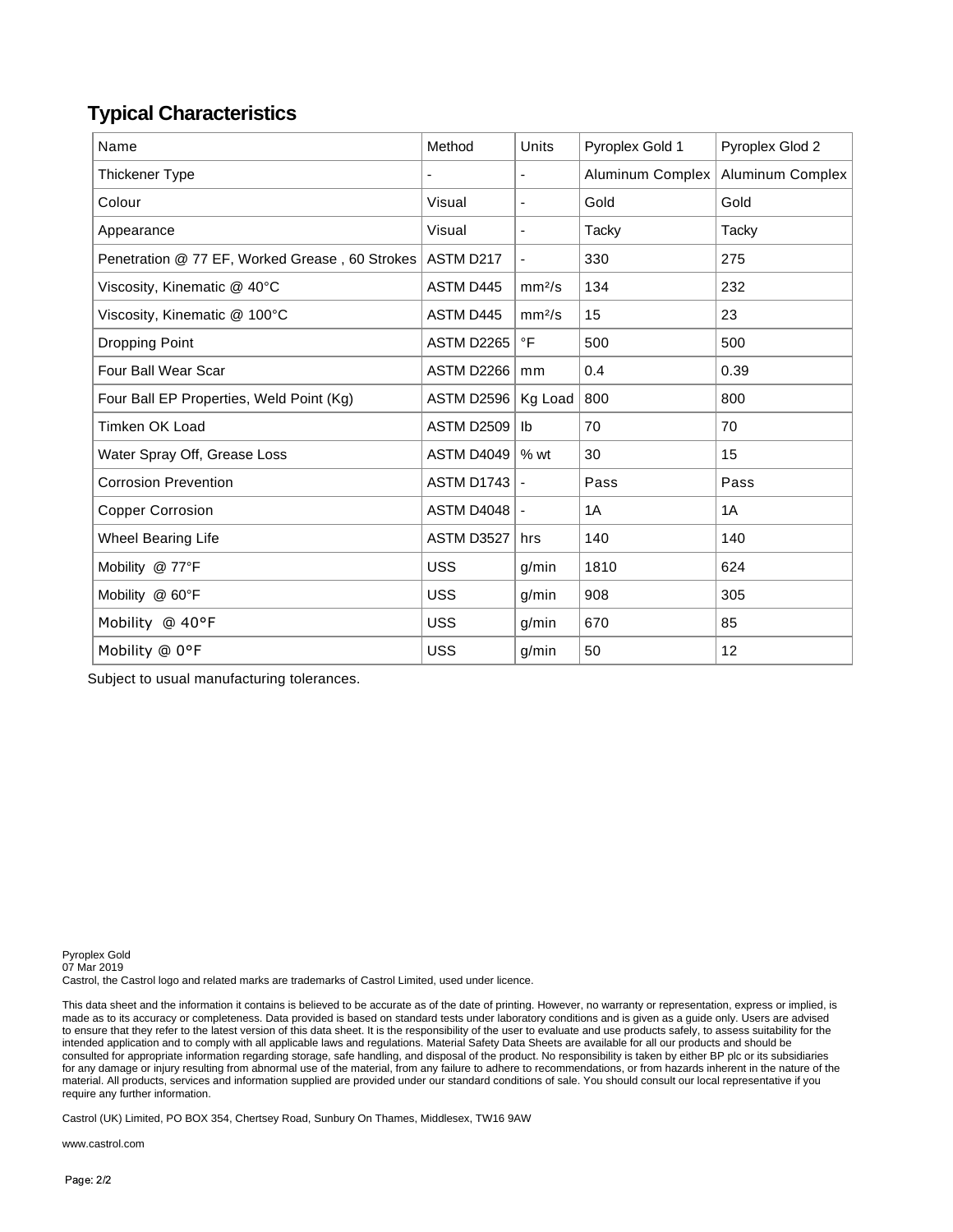## Typical Characteristics

| Name | Method | Units | Pyroplex Gold 1 | Pyroplex Glod 2 |
|---|---|---|---|---|
| Thickener Type | - | - | Aluminum Complex | Aluminum Complex |
| Colour | Visual | - | Gold | Gold |
| Appearance | Visual | - | Tacky | Tacky |
| Penetration @ 77 EF, Worked Grease , 60 Strokes | ASTM D217 | - | 330 | 275 |
| Viscosity, Kinematic @ 40°C | ASTM D445 | $mm^2/s$ | 134 | 232 |
| Viscosity, Kinematic @ 100°C | ASTM D445 | $mm^2/s$ | 15 | 23 |
| Dropping Point | ASTM D2265 | °F | 500 | 500 |
| Four Ball Wear Scar | ASTM D2266 | mm | 0.4 | 0.39 |
| Four Ball EP Properties, Weld Point (Kg) | ASTM D2596 | Kg Load | 800 | 800 |
| Timken OK Load | ASTM D2509 | lb | 70 | 70 |
| Water Spray Off, Grease Loss | ASTM D4049 | % wt | 30 | 15 |
| Corrosion Prevention | ASTM D1743 | - | Pass | Pass |
| Copper Corrosion | ASTM D4048 | - | 1A | 1A |
| Wheel Bearing Life | ASTM D3527 | hrs | 140 | 140 |
| Mobility @ 77°F | USS | g/min | 1810 | 624 |
| Mobility @ 60°F | USS | g/min | 908 | 305 |
| Mobility @ 40°F | USS | g/min | 670 | 85 |
| Mobility @ 0°F | USS | g/min | 50 | 12 |

Subject to usual manufacturing tolerances.

Pyroplex Gold
07 Mar 2019
Castrol, the Castrol logo and related marks are trademarks of Castrol Limited, used under licence.

This data sheet and the information it contains is believed to be accurate as of the date of printing. However, no warranty or representation, express or implied, is made as to its accuracy or completeness. Data provided is based on standard tests under laboratory conditions and is given as a guide only. Users are advised to ensure that they refer to the latest version of this data sheet. It is the responsibility of the user to evaluate and use products safely, to assess suitability for the intended application and to comply with all applicable laws and regulations. Material Safety Data Sheets are available for all our products and should be consulted for appropriate information regarding storage, safe handling, and disposal of the product. No responsibility is taken by either BP plc or its subsidiaries for any damage or injury resulting from abnormal use of the material, from any failure to adhere to recommendations, or from hazards inherent in the nature of the material. All products, services and information supplied are provided under our standard conditions of sale. You should consult our local representative if you require any further information.

Castrol (UK) Limited, PO BOX 354, Chertsey Road, Sunbury On Thames, Middlesex, TW16 9AW

www.castrol.com